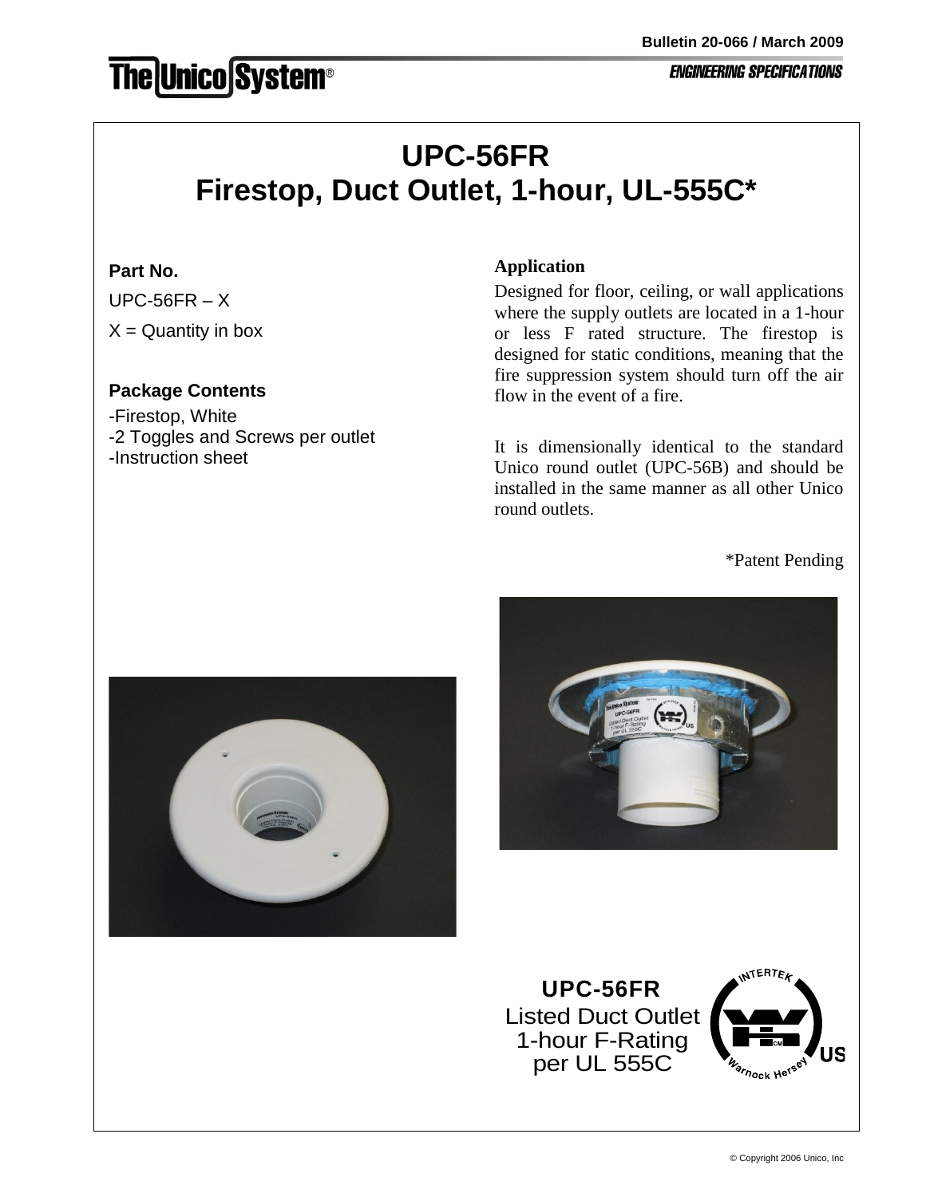Bulletin 20-066 / March 2009

The Unico System®

ENGINEERING SPECIFICATIONS

# UPC-56FR
# Firestop, Duct Outlet, 1-hour, UL-555C*

**Part No.**

UPC-56FR – X

X = Quantity in box

**Package Contents**

-Firestop, White
-2 Toggles and Screws per outlet
-Instruction sheet

**Application**

Designed for floor, ceiling, or wall applications where the supply outlets are located in a 1-hour or less F rated structure. The firestop is designed for static conditions, meaning that the fire suppression system should turn off the air flow in the event of a fire.

It is dimensionally identical to the standard Unico round outlet (UPC-56B) and should be installed in the same manner as all other Unico round outlets.

*Patent Pending

**UPC-56FR**
Listed Duct Outlet
1-hour F-Rating
per UL 555C

© Copyright 2006 Unico, Inc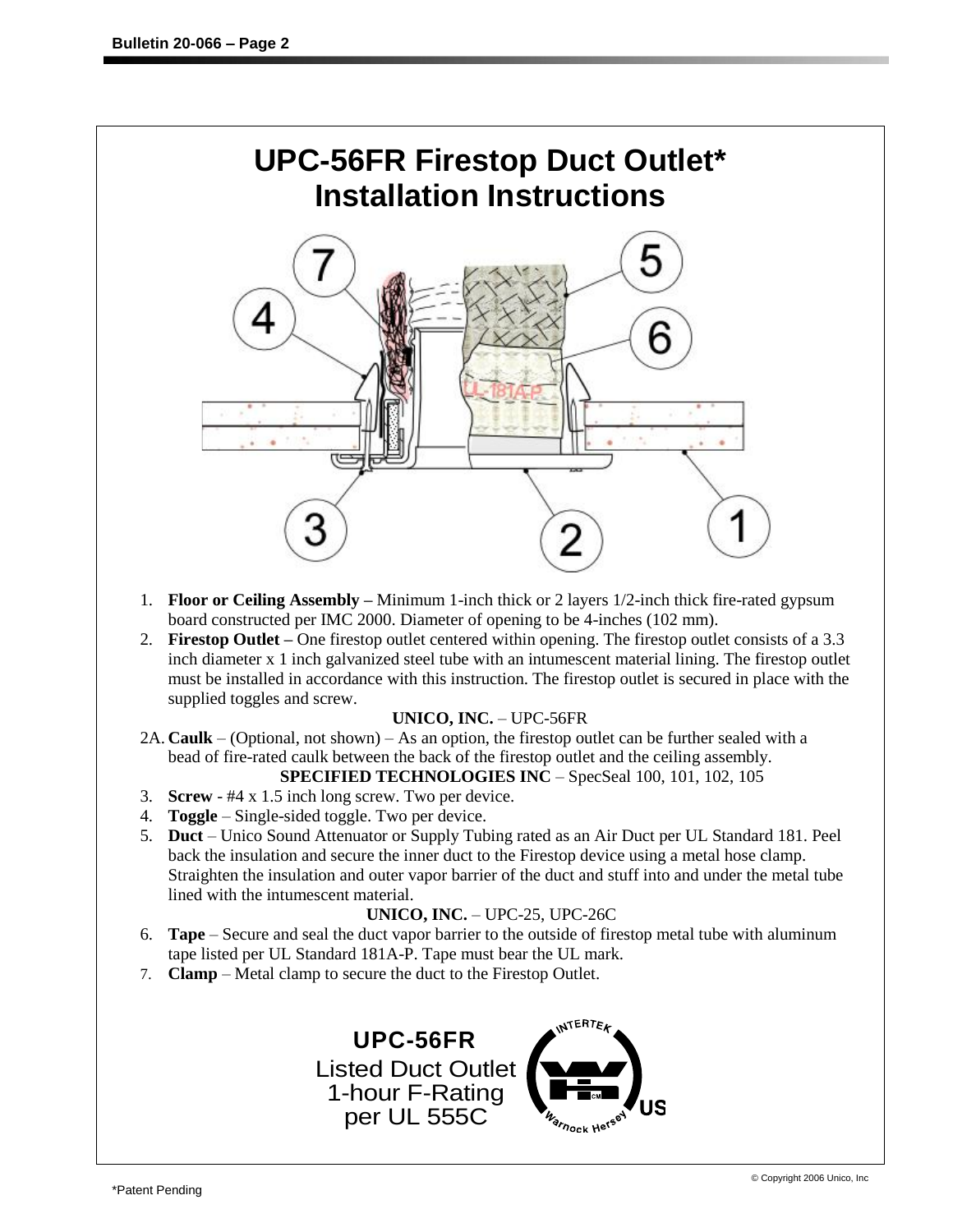# UPC-56FR Firestop Duct Outlet* Installation Instructions

7

5

4

6

UL-181A-P

3

2

1

1. **Floor or Ceiling Assembly –** Minimum 1-inch thick or 2 layers 1/2-inch thick fire-rated gypsum board constructed per IMC 2000. Diameter of opening to be 4-inches (102 mm).
2. **Firestop Outlet –** One firestop outlet centered within opening. The firestop outlet consists of a 3.3 inch diameter x 1 inch galvanized steel tube with an intumescent material lining. The firestop outlet must be installed in accordance with this instruction. The firestop outlet is secured in place with the supplied toggles and screw.

   **UNICO, INC.** – UPC-56FR

   2A. **Caulk** – (Optional, not shown) – As an option, the firestop outlet can be further sealed with a bead of fire-rated caulk between the back of the firestop outlet and the ceiling assembly.

   **SPECIFIED TECHNOLOGIES INC** – SpecSeal 100, 101, 102, 105
3. **Screw** - #4 x 1.5 inch long screw. Two per device.
4. **Toggle** – Single-sided toggle. Two per device.
5. **Duct** – Unico Sound Attenuator or Supply Tubing rated as an Air Duct per UL Standard 181. Peel back the insulation and secure the inner duct to the Firestop device using a metal hose clamp. Straighten the insulation and outer vapor barrier of the duct and stuff into and under the metal tube lined with the intumescent material.

   **UNICO, INC.** – UPC-25, UPC-26C
6. **Tape** – Secure and seal the duct vapor barrier to the outside of firestop metal tube with aluminum tape listed per UL Standard 181A-P. Tape must bear the UL mark.
7. **Clamp** – Metal clamp to secure the duct to the Firestop Outlet.

**UPC-56FR**

Listed Duct Outlet
1-hour F-Rating
per UL 555C

INTERTEK Warnock Hersey US

© Copyright 2006 Unico, Inc

*Patent Pending